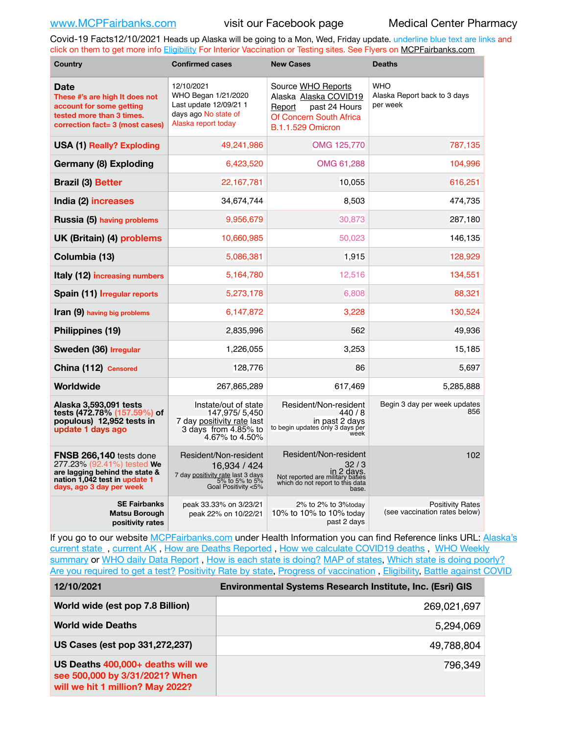www.MCPFairbanks.com visit our Facebook page Medical Center Pharmacy

Covid-19 Facts12/10/2021 Heads up Alaska will be going to a Mon, Wed, Friday update. underline blue text are links and click on them to get more info Eligibility For Interior Vaccination or Testing sites. See Flyers on MCPFairbanks.com

| Country | Confirmed cases | New Cases | Deaths |
|---|---|---|---|
| **Date** These #'s are high It does not account for some getting tested more than 3 times. correction fact= 3 (most cases) | 12/10/2021 WHO Began 1/21/2020 Last update 12/09/21 1 days ago No state of Alaska report today | Source WHO Reports Alaska Alaska COVID19 Report past 24 Hours Of Concern South Africa B.1.1.529 Omicron | WHO Alaska Report back to 3 days per week |
| **USA (1)** Really? Exploding | 49,241,986 | OMG 125,770 | 787,135 |
| **Germany (8) Exploding** | 6,423,520 | OMG 61,288 | 104,996 |
| **Brazil (3)** Better | 22,167,781 | 10,055 | 616,251 |
| **India (2)** increases | 34,674,744 | 8,503 | 474,735 |
| **Russia (5)** having problems | 9,956,679 | 30,873 | 287,180 |
| **UK (Britain) (4)** problems | 10,660,985 | 50,023 | 146,135 |
| **Columbia (13)** | 5,086,381 | 1,915 | 128,929 |
| **Italy (12)** increasing numbers | 5,164,780 | 12,516 | 134,551 |
| **Spain (11)** Irregular reports | 5,273,178 | 6,808 | 88,321 |
| **Iran (9)** having big problems | 6,147,872 | 3,228 | 130,524 |
| **Philippines (19)** | 2,835,996 | 562 | 49,936 |
| **Sweden (36)** Irregular | 1,226,055 | 3,253 | 15,185 |
| **China (112)** Censored | 128,776 | 86 | 5,697 |
| **Worldwide** | 267,865,289 | 617,469 | 5,285,888 |
| **Alaska 3,593,091 tests tests (472.78% (157.59%) of populous) 12,952 tests in update 1 days ago** | Instate/out of state 147,975/ 5,450 7 day positivity rate last 3 days from 4.85% to 4.67% to 4.50% | Resident/Non-resident 440 / 8 in past 2 days to begin updates only 3 days per week | Begin 3 day per week updates 856 |
| **FNSB 266,140** tests done 277.23% (92.41%) tested **We are lagging behind the state & nation 1,042 test in update 1 days, ago 3 day per week** | Resident/Non-resident 16,934 / 424 7 day positivity rate last 3 days 5% to 5% to 5% Goal Positivity <5% | Resident/Non-resident 32 / 3 in 2 days. Not reported are military bases which do not report to this data base. | 102 |
| **SE Fairbanks Matsu Borough positivity rates** | peak 33.33% on 3/23/21 peak 22% on 10/22/21 | 2% to 2% to 3%today 10% to 10% to 10% today past 2 days | Positivity Rates (see vaccination rates below) |

If you go to our website MCPFairbanks.com under Health Information you can find Reference links URL: Alaska's current state , current AK , How are Deaths Reported , How we calculate COVID19 deaths , WHO Weekly summary or WHO daily Data Report , How is each state is doing? MAP of states, Which state is doing poorly? Are you required to get a test? Positivity Rate by state, Progress of vaccination , Eligibility, Battle against COVID

| 12/10/2021 | Environmental Systems Research Institute, Inc. (Esri) GIS |
|---|---|
| **World wide (est pop 7.8 Billion)** | 269,021,697 |
| **World wide Deaths** | 5,294,069 |
| **US Cases (est pop 331,272,237)** | 49,788,804 |
| **US Deaths** 400,000+ deaths will we see 500,000 by 3/31/2021? When will we hit 1 million? May 2022? | 796,349 |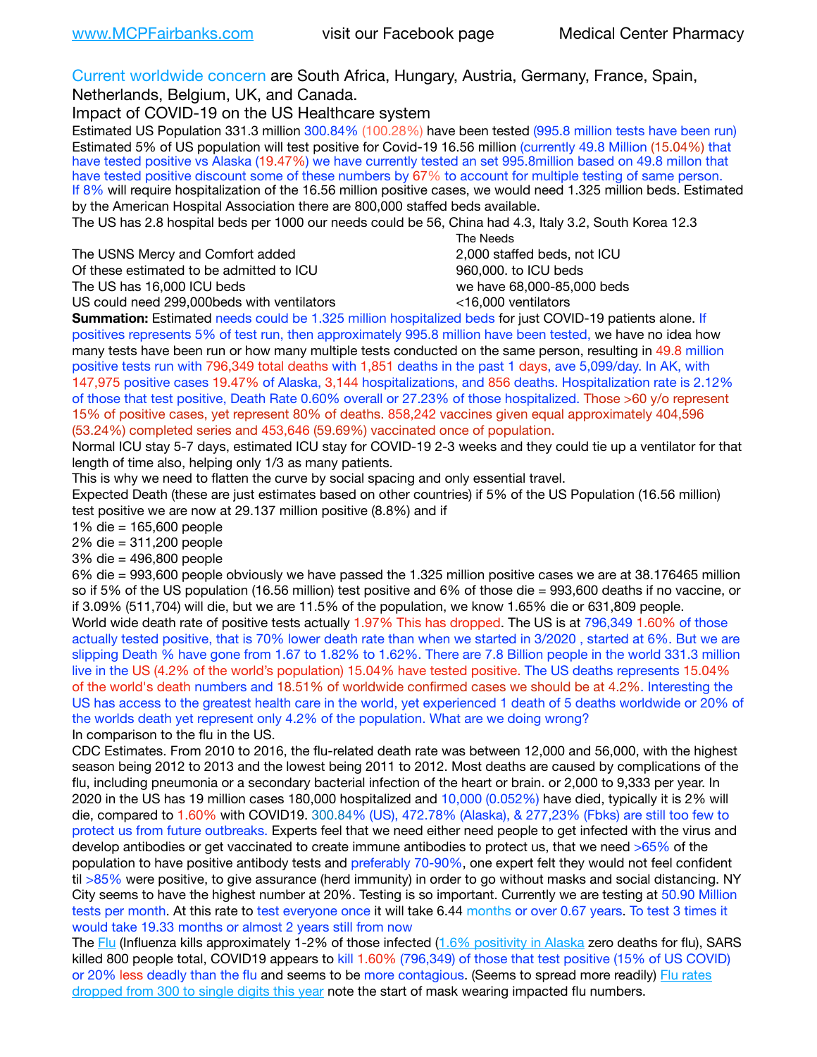www.MCPFairbanks.com visit our Facebook page Medical Center Pharmacy

Current worldwide concern are South Africa, Hungary, Austria, Germany, France, Spain, Netherlands, Belgium, UK, and Canada.

Impact of COVID-19 on the US Healthcare system

Estimated US Population 331.3 million 300.84% (100.28%) have been tested (995.8 million tests have been run)
Estimated 5% of US population will test positive for Covid-19 16.56 million (currently 49.8 Million (15.04%) that have tested positive vs Alaska (19.47%) we have currently tested an set 995.8million based on 49.8 millon that have tested positive discount some of these numbers by 67% to account for multiple testing of same person.
If 8% will require hospitalization of the 16.56 million positive cases, we would need 1.325 million beds. Estimated by the American Hospital Association there are 800,000 staffed beds available.
The US has 2.8 hospital beds per 1000 our needs could be 56, China had 4.3, Italy 3.2, South Korea 12.3

| | The Needs |
|---|---|
| The USNS Mercy and Comfort added | 2,000 staffed beds, not ICU |
| Of these estimated to be admitted to ICU | 960,000. to ICU beds |
| The US has 16,000 ICU beds | we have 68,000-85,000 beds |
| US could need 299,000beds with ventilators | <16,000 ventilators |

**Summation:** Estimated needs could be 1.325 million hospitalized beds for just COVID-19 patients alone. If positives represents 5% of test run, then approximately 995.8 million have been tested, we have no idea how many tests have been run or how many multiple tests conducted on the same person, resulting in 49.8 million positive tests run with 796,349 total deaths with 1,851 deaths in the past 1 days, ave 5,099/day. In AK, with 147,975 positive cases 19.47% of Alaska, 3,144 hospitalizations, and 856 deaths. Hospitalization rate is 2.12% of those that test positive, Death Rate 0.60% overall or 27.23% of those hospitalized. Those >60 y/o represent 15% of positive cases, yet represent 80% of deaths. 858,242 vaccines given equal approximately 404,596 (53.24%) completed series and 453,646 (59.69%) vaccinated once of population.

Normal ICU stay 5-7 days, estimated ICU stay for COVID-19 2-3 weeks and they could tie up a ventilator for that length of time also, helping only 1/3 as many patients.

This is why we need to flatten the curve by social spacing and only essential travel.

Expected Death (these are just estimates based on other countries) if 5% of the US Population (16.56 million) test positive we are now at 29.137 million positive (8.8%) and if

1% die = 165,600 people
2% die = 311,200 people
3% die = 496,800 people
6% die = 993,600 people obviously we have passed the 1.325 million positive cases we are at 38.176465 million so if 5% of the US population (16.56 million) test positive and 6% of those die = 993,600 deaths if no vaccine, or if 3.09% (511,704) will die, but we are 11.5% of the population, we know 1.65% die or 631,809 people.

World wide death rate of positive tests actually 1.97% This has dropped. The US is at 796,349 1.60% of those actually tested positive, that is 70% lower death rate than when we started in 3/2020 , started at 6%. But we are slipping Death % have gone from 1.67 to 1.82% to 1.62%. There are 7.8 Billion people in the world 331.3 million live in the US (4.2% of the world's population) 15.04% have tested positive. The US deaths represents 15.04% of the world's death numbers and 18.51% of worldwide confirmed cases we should be at 4.2%. Interesting the US has access to the greatest health care in the world, yet experienced 1 death of 5 deaths worldwide or 20% of the worlds death yet represent only 4.2% of the population. What are we doing wrong?

In comparison to the flu in the US.

CDC Estimates. From 2010 to 2016, the flu-related death rate was between 12,000 and 56,000, with the highest season being 2012 to 2013 and the lowest being 2011 to 2012. Most deaths are caused by complications of the flu, including pneumonia or a secondary bacterial infection of the heart or brain. or 2,000 to 9,333 per year. In 2020 in the US has 19 million cases 180,000 hospitalized and 10,000 (0.052%) have died, typically it is 2% will die, compared to 1.60% with COVID19. 300.84% (US), 472.78% (Alaska), & 277,23% (Fbks) are still too few to protect us from future outbreaks. Experts feel that we need either need people to get infected with the virus and develop antibodies or get vaccinated to create immune antibodies to protect us, that we need >65% of the population to have positive antibody tests and preferably 70-90%, one expert felt they would not feel confident til >85% were positive, to give assurance (herd immunity) in order to go without masks and social distancing. NY City seems to have the highest number at 20%. Testing is so important. Currently we are testing at 50.90 Million tests per month. At this rate to test everyone once it will take 6.44 months or over 0.67 years. To test 3 times it would take 19.33 months or almost 2 years still from now

The Flu (Influenza kills approximately 1-2% of those infected (1.6% positivity in Alaska zero deaths for flu), SARS killed 800 people total, COVID19 appears to kill 1.60% (796,349) of those that test positive (15% of US COVID) or 20% less deadly than the flu and seems to be more contagious. (Seems to spread more readily) Flu rates dropped from 300 to single digits this year note the start of mask wearing impacted flu numbers.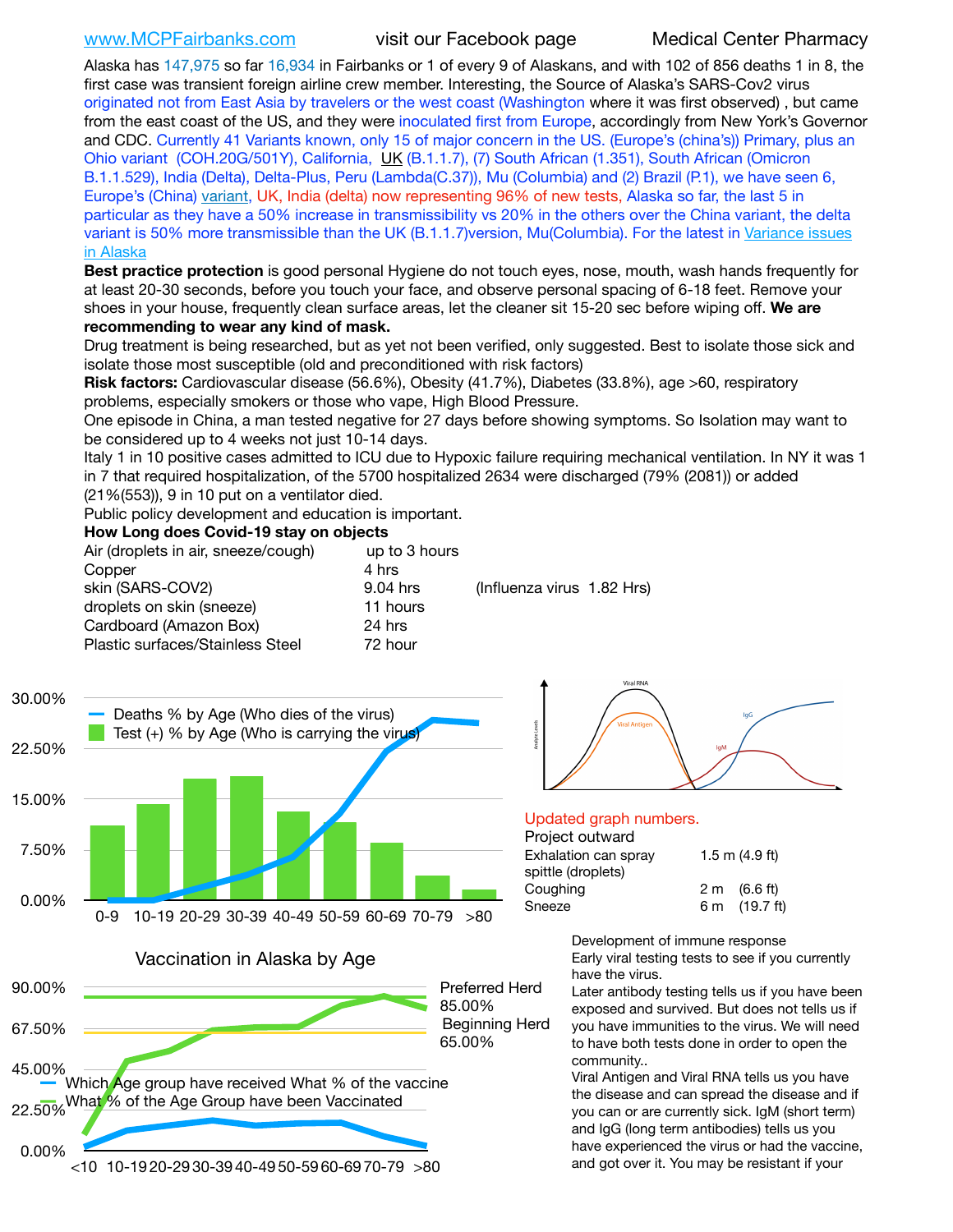www.MCPFairbanks.com visit our Facebook page Medical Center Pharmacy

Alaska has 147,975 so far 16,934 in Fairbanks or 1 of every 9 of Alaskans, and with 102 of 856 deaths 1 in 8, the first case was transient foreign airline crew member. Interesting, the Source of Alaska's SARS-Cov2 virus originated not from East Asia by travelers or the west coast (Washington where it was first observed) , but came from the east coast of the US, and they were inoculated first from Europe, accordingly from New York's Governor and CDC. Currently 41 Variants known, only 15 of major concern in the US. (Europe's (china's)) Primary, plus an Ohio variant (COH.20G/501Y), California, UK (B.1.1.7), (7) South African (1.351), South African (Omicron B.1.1.529), India (Delta), Delta-Plus, Peru (Lambda(C.37)), Mu (Columbia) and (2) Brazil (P.1), we have seen 6, Europe's (China) variant, UK, India (delta) now representing 96% of new tests, Alaska so far, the last 5 in particular as they have a 50% increase in transmissibility vs 20% in the others over the China variant, the delta variant is 50% more transmissible than the UK (B.1.1.7)version, Mu(Columbia). For the latest in Variance issues in Alaska

**Best practice protection** is good personal Hygiene do not touch eyes, nose, mouth, wash hands frequently for at least 20-30 seconds, before you touch your face, and observe personal spacing of 6-18 feet. Remove your shoes in your house, frequently clean surface areas, let the cleaner sit 15-20 sec before wiping off. **We are recommending to wear any kind of mask.**

Drug treatment is being researched, but as yet not been verified, only suggested. Best to isolate those sick and isolate those most susceptible (old and preconditioned with risk factors)

**Risk factors:** Cardiovascular disease (56.6%), Obesity (41.7%), Diabetes (33.8%), age >60, respiratory problems, especially smokers or those who vape, High Blood Pressure.

One episode in China, a man tested negative for 27 days before showing symptoms. So Isolation may want to be considered up to 4 weeks not just 10-14 days.

Italy 1 in 10 positive cases admitted to ICU due to Hypoxic failure requiring mechanical ventilation. In NY it was 1 in 7 that required hospitalization, of the 5700 hospitalized 2634 were discharged (79% (2081)) or added (21%(553)), 9 in 10 put on a ventilator died.

Public policy development and education is important.

**How Long does Covid-19 stay on objects**

| Object | Duration | |
|---|---|---|
| Air (droplets in air, sneeze/cough) | up to 3 hours | |
| Copper | 4 hrs | |
| skin (SARS-COV2) | 9.04 hrs | (Influenza virus 1.82 Hrs) |
| droplets on skin (sneeze) | 11 hours | |
| Cardboard (Amazon Box) | 24 hrs | |
| Plastic surfaces/Stainless Steel | 72 hour | |

Updated graph numbers.

Project outward

| | |
|---|---|
| Exhalation can spray spittle (droplets) | 1.5 m (4.9 ft) |
| Coughing | 2 m (6.6 ft) |
| Sneeze | 6 m (19.7 ft) |

Development of immune response

Early viral testing tests to see if you currently have the virus.

Later antibody testing tells us if you have been exposed and survived. But does not tells us if you have immunities to the virus. We will need to have both tests done in order to open the community..

Viral Antigen and Viral RNA tells us you have the disease and can spread the disease and if you can or are currently sick. IgM (short term) and IgG (long term antibodies) tells us you have experienced the virus or had the vaccine, and got over it. You may be resistant if your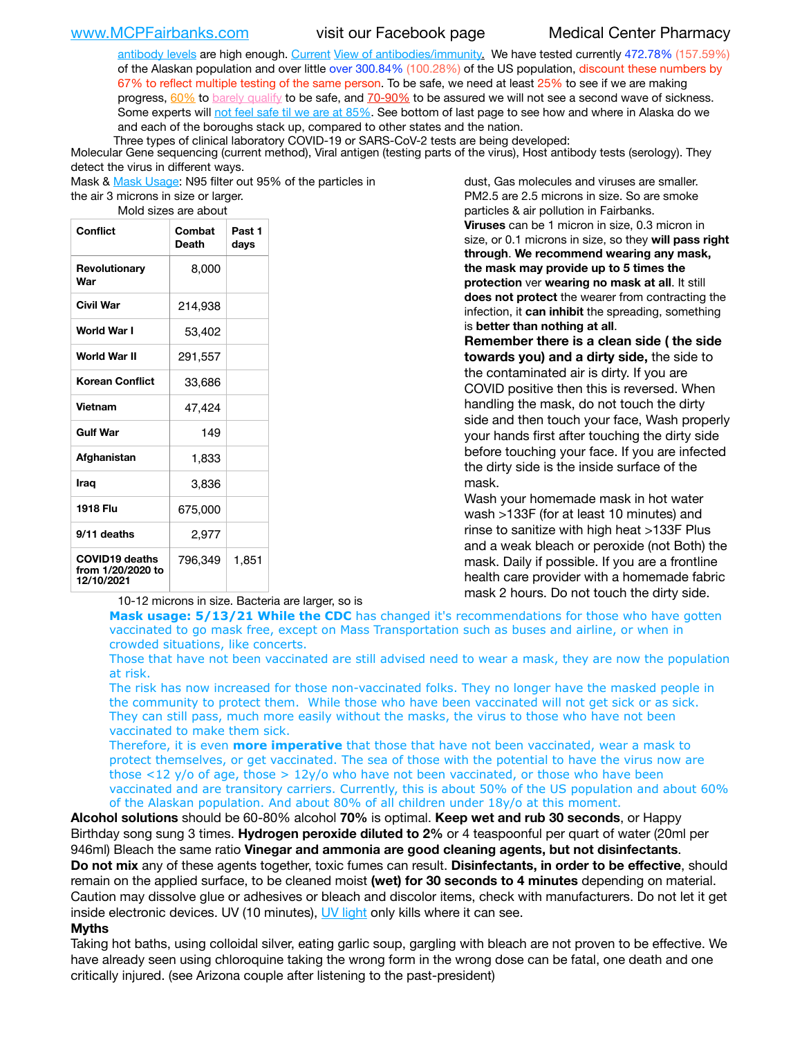antibody levels are high enough. Current View of antibodies/immunity. We have tested currently 472.78% (157.59%) of the Alaskan population and over little over 300.84% (100.28%) of the US population, discount these numbers by 67% to reflect multiple testing of the same person. To be safe, we need at least 25% to see if we are making progress, 60% to barely qualify to be safe, and 70-90% to be assured we will not see a second wave of sickness. Some experts will not feel safe til we are at 85%. See bottom of last page to see how and where in Alaska do we and each of the boroughs stack up, compared to other states and the nation.

Three types of clinical laboratory COVID-19 or SARS-CoV-2 tests are being developed:
Molecular Gene sequencing (current method), Viral antigen (testing parts of the virus), Host antibody tests (serology). They detect the virus in different ways.

Mask & Mask Usage: N95 filter out 95% of the particles in the air 3 microns in size or larger.

| Conflict | Combat Death | Past 1 days |
|---|---|---|
| Revolutionary War | 8,000 | |
| Civil War | 214,938 | |
| World War I | 53,402 | |
| World War II | 291,557 | |
| Korean Conflict | 33,686 | |
| Vietnam | 47,424 | |
| Gulf War | 149 | |
| Afghanistan | 1,833 | |
| Iraq | 3,836 | |
| 1918 Flu | 675,000 | |
| 9/11 deaths | 2,977 | |
| COVID19 deaths from 1/20/2020 to 12/10/2021 | 796,349 | 1,851 |

Mold sizes are about 10-12 microns in size. Bacteria are larger, so is dust, Gas molecules and viruses are smaller. PM2.5 are 2.5 microns in size. So are smoke particles & air pollution in Fairbanks.

**Viruses** can be 1 micron in size, 0.3 micron in size, or 0.1 microns in size, so they **will pass right through**. **We recommend wearing any mask, the mask may provide up to 5 times the protection** ver **wearing no mask at all**. It still **does not protect** the wearer from contracting the infection, it **can inhibit** the spreading, something is **better than nothing at all**.

**Remember there is a clean side ( the side towards you) and a dirty side,** the side to the contaminated air is dirty. If you are COVID positive then this is reversed. When handling the mask, do not touch the dirty side and then touch your face, Wash properly your hands first after touching the dirty side before touching your face. If you are infected the dirty side is the inside surface of the mask.

Wash your homemade mask in hot water wash >133F (for at least 10 minutes) and rinse to sanitize with high heat >133F Plus and a weak bleach or peroxide (not Both) the mask. Daily if possible. If you are a frontline health care provider with a homemade fabric mask 2 hours. Do not touch the dirty side.

**Mask usage: 5/13/21 While the CDC** has changed it's recommendations for those who have gotten vaccinated to go mask free, except on Mass Transportation such as buses and airline, or when in crowded situations, like concerts.

Those that have not been vaccinated are still advised need to wear a mask, they are now the population at risk.

The risk has now increased for those non-vaccinated folks. They no longer have the masked people in the community to protect them. While those who have been vaccinated will not get sick or as sick. They can still pass, much more easily without the masks, the virus to those who have not been vaccinated to make them sick.

Therefore, it is even **more imperative** that those that have not been vaccinated, wear a mask to protect themselves, or get vaccinated. The sea of those with the potential to have the virus now are those <12 y/o of age, those > 12y/o who have not been vaccinated, or those who have been vaccinated and are transitory carriers. Currently, this is about 50% of the US population and about 60% of the Alaskan population. And about 80% of all children under 18y/o at this moment.

**Alcohol solutions** should be 60-80% alcohol **70%** is optimal. **Keep wet and rub 30 seconds**, or Happy Birthday song sung 3 times. **Hydrogen peroxide diluted to 2%** or 4 teaspoonful per quart of water (20ml per 946ml) Bleach the same ratio **Vinegar and ammonia are good cleaning agents, but not disinfectants**.

**Do not mix** any of these agents together, toxic fumes can result. **Disinfectants, in order to be effective**, should remain on the applied surface, to be cleaned moist **(wet) for 30 seconds to 4 minutes** depending on material. Caution may dissolve glue or adhesives or bleach and discolor items, check with manufacturers. Do not let it get inside electronic devices. UV (10 minutes), UV light only kills where it can see.

**Myths**

Taking hot baths, using colloidal silver, eating garlic soup, gargling with bleach are not proven to be effective. We have already seen using chloroquine taking the wrong form in the wrong dose can be fatal, one death and one critically injured. (see Arizona couple after listening to the past-president)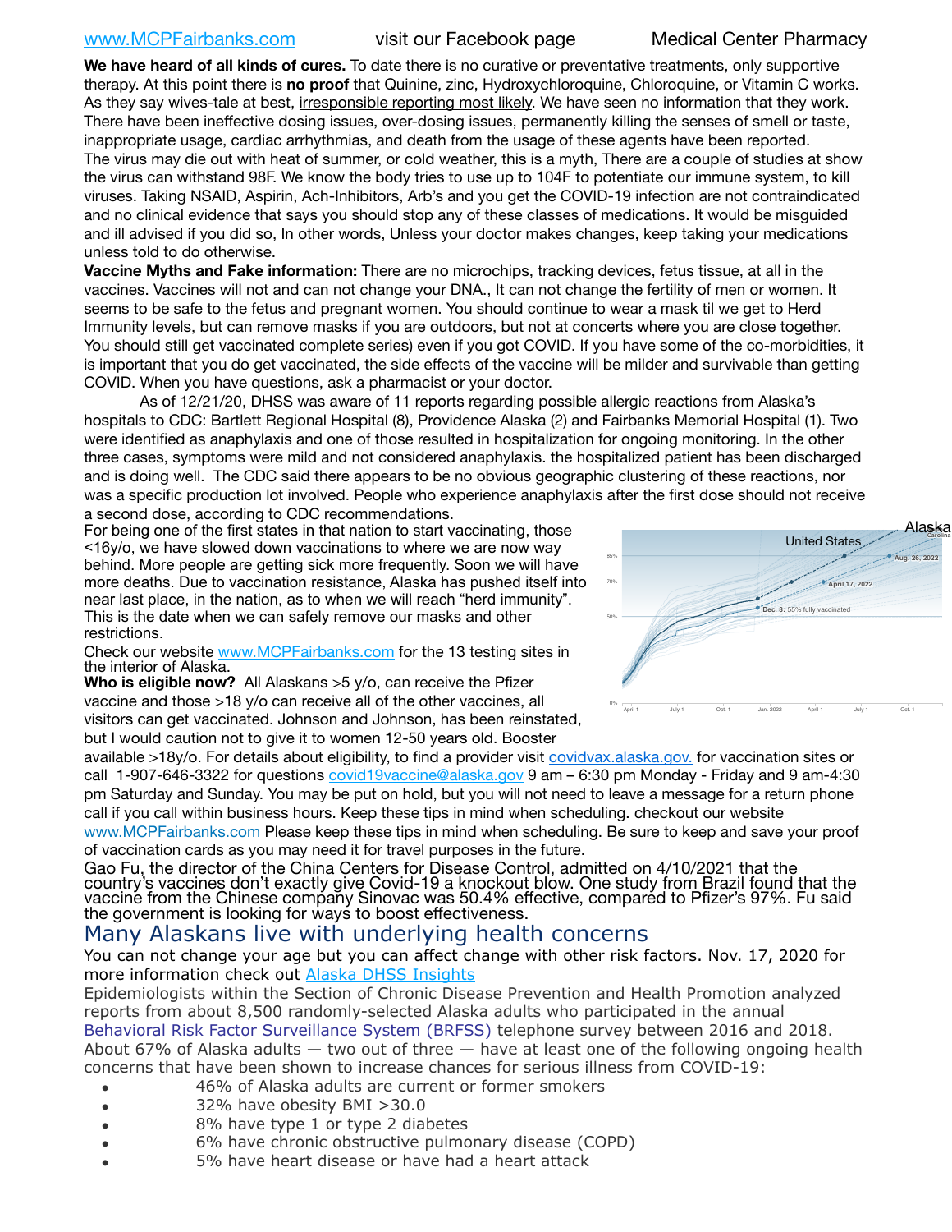www.MCPFairbanks.com visit our Facebook page Medical Center Pharmacy

**We have heard of all kinds of cures.** To date there is no curative or preventative treatments, only supportive therapy. At this point there is **no proof** that Quinine, zinc, Hydroxychloroquine, Chloroquine, or Vitamin C works. As they say wives-tale at best, irresponsible reporting most likely. We have seen no information that they work. There have been ineffective dosing issues, over-dosing issues, permanently killing the senses of smell or taste, inappropriate usage, cardiac arrhythmias, and death from the usage of these agents have been reported. The virus may die out with heat of summer, or cold weather, this is a myth, There are a couple of studies at show the virus can withstand 98F. We know the body tries to use up to 104F to potentiate our immune system, to kill viruses. Taking NSAID, Aspirin, Ach-Inhibitors, Arb's and you get the COVID-19 infection are not contraindicated and no clinical evidence that says you should stop any of these classes of medications. It would be misguided and ill advised if you did so, In other words, Unless your doctor makes changes, keep taking your medications unless told to do otherwise.

**Vaccine Myths and Fake information:** There are no microchips, tracking devices, fetus tissue, at all in the vaccines. Vaccines will not and can not change your DNA., It can not change the fertility of men or women. It seems to be safe to the fetus and pregnant women. You should continue to wear a mask til we get to Herd Immunity levels, but can remove masks if you are outdoors, but not at concerts where you are close together. You should still get vaccinated complete series) even if you got COVID. If you have some of the co-morbidities, it is important that you do get vaccinated, the side effects of the vaccine will be milder and survivable than getting COVID. When you have questions, ask a pharmacist or your doctor.

As of 12/21/20, DHSS was aware of 11 reports regarding possible allergic reactions from Alaska's hospitals to CDC: Bartlett Regional Hospital (8), Providence Alaska (2) and Fairbanks Memorial Hospital (1). Two were identified as anaphylaxis and one of those resulted in hospitalization for ongoing monitoring. In the other three cases, symptoms were mild and not considered anaphylaxis. the hospitalized patient has been discharged and is doing well. The CDC said there appears to be no obvious geographic clustering of these reactions, nor was a specific production lot involved. People who experience anaphylaxis after the first dose should not receive a second dose, according to CDC recommendations.

For being one of the first states in that nation to start vaccinating, those <16y/o, we have slowed down vaccinations to where we are now way behind. More people are getting sick more frequently. Soon we will have more deaths. Due to vaccination resistance, Alaska has pushed itself into near last place, in the nation, as to when we will reach "herd immunity". This is the date when we can safely remove our masks and other restrictions.

Check our website www.MCPFairbanks.com for the 13 testing sites in the interior of Alaska.

**Who is eligible now?** All Alaskans >5 y/o, can receive the Pfizer vaccine and those >18 y/o can receive all of the other vaccines, all visitors can get vaccinated. Johnson and Johnson, has been reinstated, but I would caution not to give it to women 12-50 years old. Booster available >18y/o. For details about eligibility, to find a provider visit covidvax.alaska.gov. for vaccination sites or call 1-907-646-3322 for questions covid19vaccine@alaska.gov 9 am – 6:30 pm Monday - Friday and 9 am-4:30 pm Saturday and Sunday. You may be put on hold, but you will not need to leave a message for a return phone call if you call within business hours. Keep these tips in mind when scheduling. checkout our website www.MCPFairbanks.com Please keep these tips in mind when scheduling. Be sure to keep and save your proof of vaccination cards as you may need it for travel purposes in the future.

Gao Fu, the director of the China Centers for Disease Control, admitted on 4/10/2021 that the country's vaccines don't exactly give Covid-19 a knockout blow. One study from Brazil found that the vaccine from the Chinese company Sinovac was 50.4% effective, compared to Pfizer's 97%. Fu said the government is looking for ways to boost effectiveness.

## Many Alaskans live with underlying health concerns

You can not change your age but you can affect change with other risk factors. Nov. 17, 2020 for more information check out Alaska DHSS Insights

Epidemiologists within the Section of Chronic Disease Prevention and Health Promotion analyzed reports from about 8,500 randomly-selected Alaska adults who participated in the annual Behavioral Risk Factor Surveillance System (BRFSS) telephone survey between 2016 and 2018. About 67% of Alaska adults — two out of three — have at least one of the following ongoing health concerns that have been shown to increase chances for serious illness from COVID-19:

- 46% of Alaska adults are current or former smokers
- 32% have obesity BMI >30.0
- 8% have type 1 or type 2 diabetes
- 6% have chronic obstructive pulmonary disease (COPD)
- 5% have heart disease or have had a heart attack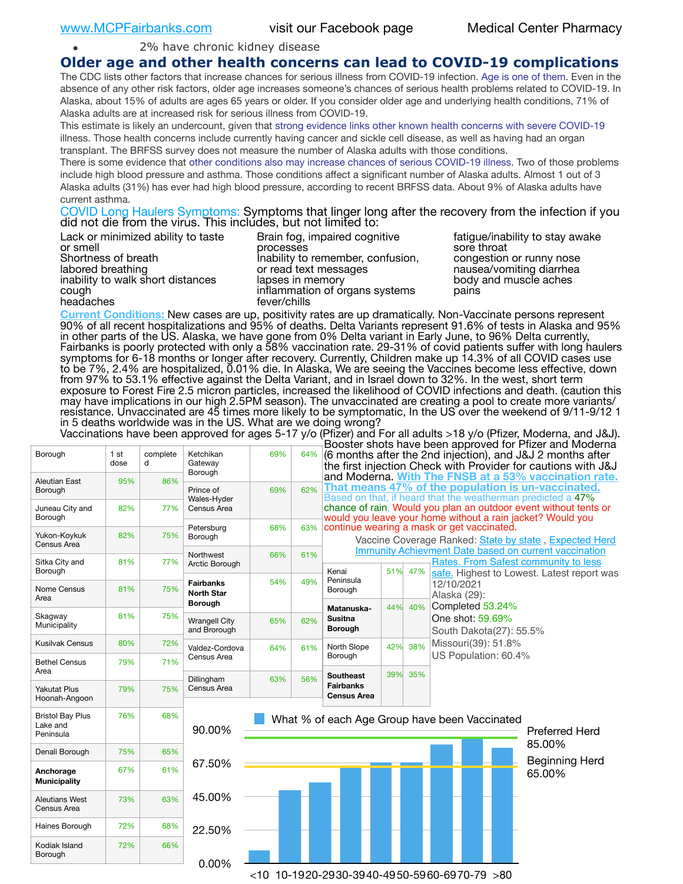- 2% have chronic kidney disease

## Older age and other health concerns can lead to COVID-19 complications

The CDC lists other factors that increase chances for serious illness from COVID-19 infection. Age is one of them. Even in the absence of any other risk factors, older age increases someone's chances of serious health problems related to COVID-19. In Alaska, about 15% of adults are ages 65 years or older. If you consider older age and underlying health conditions, 71% of Alaska adults are at increased risk for serious illness from COVID-19.

This estimate is likely an undercount, given that strong evidence links other known health concerns with severe COVID-19 illness. Those health concerns include currently having cancer and sickle cell disease, as well as having had an organ transplant. The BRFSS survey does not measure the number of Alaska adults with those conditions.

There is some evidence that other conditions also may increase chances of serious COVID-19 illness. Two of those problems include high blood pressure and asthma. Those conditions affect a significant number of Alaska adults. Almost 1 out of 3 Alaska adults (31%) has ever had high blood pressure, according to recent BRFSS data. About 9% of Alaska adults have current asthma.

COVID Long Haulers Symptoms: Symptoms that linger long after the recovery from the infection if you did not die from the virus. This includes, but not limited to:

- Lack or minimized ability to taste or smell
- Shortness of breath
- labored breathing
- inability to walk short distances
- cough
- headaches
- Brain fog, impaired cognitive processes
- Inability to remember, confusion, or read text messages
- lapses in memory
- inflammation of organs systems
- fever/chills
- fatigue/inability to stay awake
- sore throat
- congestion or runny nose
- nausea/vomiting diarrhea
- body and muscle aches
- pains

**Current Conditions:** New cases are up, positivity rates are up dramatically. Non-Vaccinate persons represent 90% of all recent hospitalizations and 95% of deaths. Delta Variants represent 91.6% of tests in Alaska and 95% in other parts of the US. Alaska, we have gone from 0% Delta variant in Early June, to 96% Delta currently, Fairbanks is poorly protected with only a 58% vaccination rate. 29-31% of covid patients suffer with long haulers symptoms for 6-18 months or longer after recovery. Currently, Children make up 14.3% of all COVID cases use to be 7%, 2.4% are hospitalized, 0.01% die. In Alaska, We are seeing the Vaccines become less effective, down from 97% to 53.1% effective against the Delta Variant, and in Israel down to 32%. In the west, short term exposure to Forest Fire 2.5 micron particles, increased the likelihood of COVID infections and death. (caution this may have implications in our high 2.5PM season). The unvaccinated are creating a pool to create more variants/ resistance. Unvaccinated are 45 times more likely to be symptomatic, In the US over the weekend of 9/11-9/12 1 in 5 deaths worldwide was in the US. What are we doing wrong?

Vaccinations have been approved for ages 5-17 y/o (Pfizer) and For all adults >18 y/o (Pfizer, Moderna, and J&J). Booster shots have been approved for Pfizer and Moderna (6 months after the 2nd injection), and J&J 2 months after the first injection Check with Provider for cautions with J&J and Moderna. **With The FNSB at a 53% vaccination rate. That means 47% of the population is un-vaccinated.** Based on that, if heard that the weatherman predicted a 47% chance of rain, Would you plan an outdoor event without tents or would you leave your home without a rain jacket? Would you continue wearing a mask or get vaccinated.

| Borough | 1 st dose | completed |
|---|---|---|
| Aleutian East Borough | 95% | 86% |
| Juneau City and Borough | 82% | 77% |
| Yukon-Koykuk Census Area | 82% | 75% |
| Sitka City and Borough | 81% | 77% |
| Nome Census Area | 81% | 75% |
| Skagway Municipality | 81% | 75% |
| Kusilvak Census | 80% | 72% |
| Bethel Census Area | 79% | 71% |
| Yakutat Plus Hoonah-Angoon | 79% | 75% |
| Bristol Bay Plus Lake and Peninsula | 76% | 68% |
| Denali Borough | 75% | 65% |
| **Anchorage Municipality** | 67% | 61% |
| Aleutians West Census Area | 73% | 63% |
| Haines Borough | 72% | 68% |
| Kodiak Island Borough | 72% | 66% |
| Ketchikan Gateway Borough | 69% | 64% |
| Prince of Wales-Hyder Census Area | 69% | 62% |
| Petersburg Borough | 68% | 63% |
| Northwest Arctic Borough | 66% | 61% |
| **Fairbanks North Star Borough** | 54% | 49% |
| Wrangell City and Borough | 65% | 62% |
| Valdez-Cordova Census Area | 64% | 61% |
| Dillingham Census Area | 63% | 56% |
| Kenai Peninsula Borough | 51% | 47% |
| **Matanuska-Susitna Borough** | 44% | 40% |
| North Slope Borough | 42% | 38% |
| **Southeast Fairbanks Census Area** | 39% | 35% |

Vaccine Coverage Ranked: State by state, Expected Herd Immunity Achievment Date based on current vaccination Rates. From Safest community to less safe. Highest to Lowest. Latest report was 12/10/2021

Alaska (29):
Completed 53.24%
One shot: 59.69%
South Dakota(27): 55.5%
Missouri(39): 51.8%
US Population: 60.4%

What % of each Age Group have been Vaccinated

90.00%
67.50%
45.00%
22.50%
0.00%

<10
10-19
20-29
30-39
40-49
50-59
60-69
70-79
>80

Preferred Herd 85.00%

Beginning Herd 65.00%